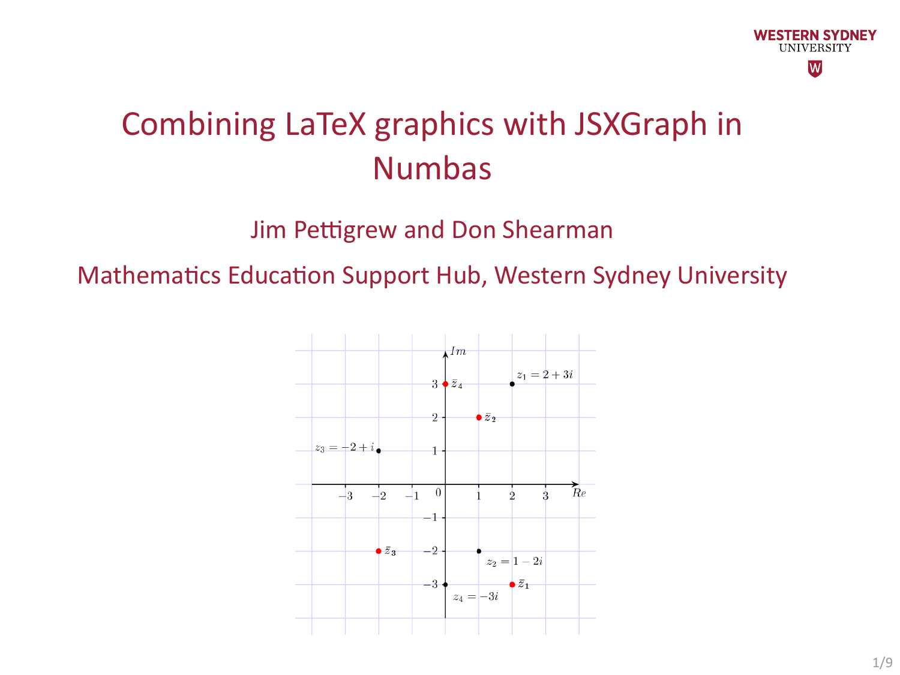# Combining LaTeX graphics with JSXGraph in Numbas

Jim Pettigrew and Don Shearman

Mathematics Education Support Hub, Western Sydney University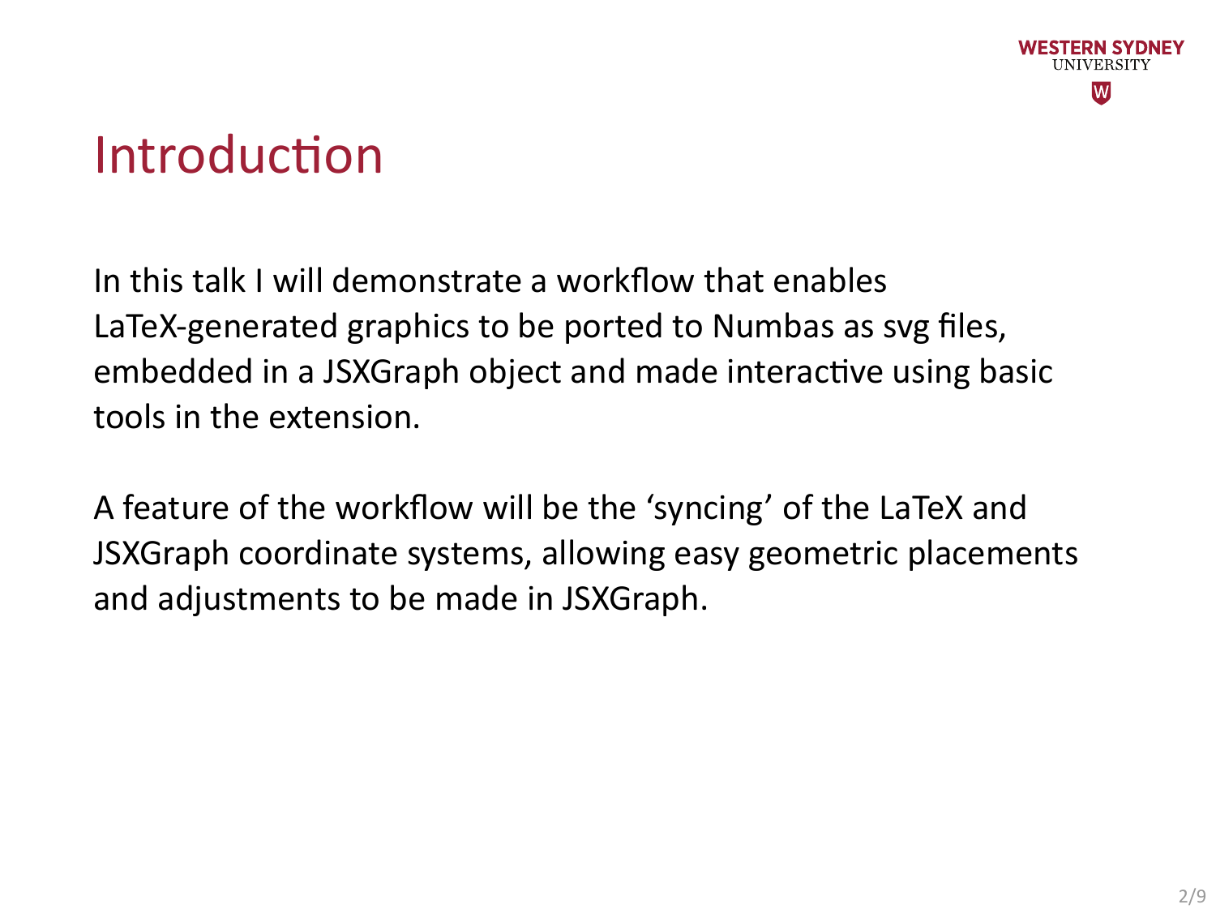# Introduction

In this talk I will demonstrate a workflow that enables LaTeX-generated graphics to be ported to Numbas as svg files, embedded in a JSXGraph object and made interactive using basic tools in the extension.

A feature of the workflow will be the 'syncing' of the LaTeX and JSXGraph coordinate systems, allowing easy geometric placements and adjustments to be made in JSXGraph.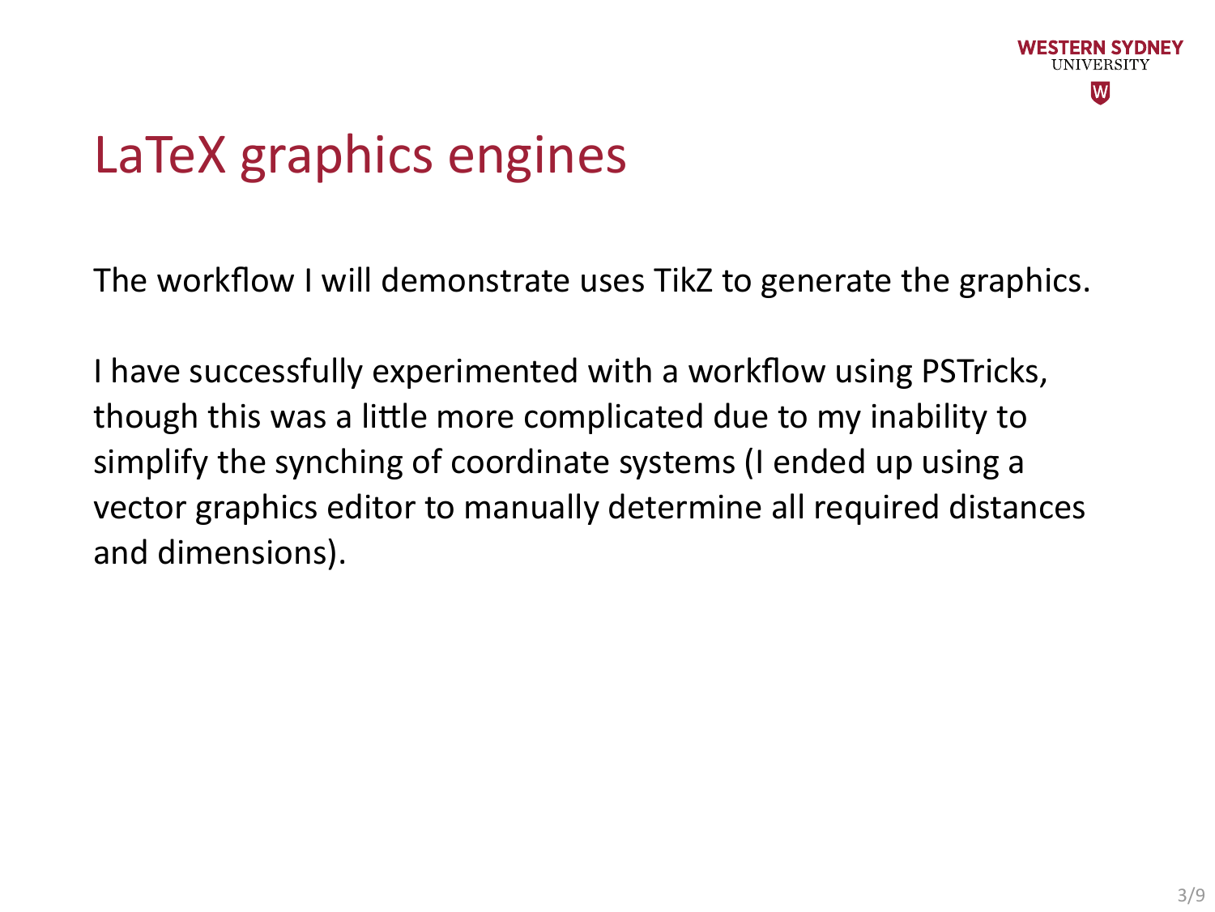# LaTeX graphics engines

The workflow I will demonstrate uses TikZ to generate the graphics.

I have successfully experimented with a workflow using PSTricks, though this was a little more complicated due to my inability to simplify the synching of coordinate systems (I ended up using a vector graphics editor to manually determine all required distances and dimensions).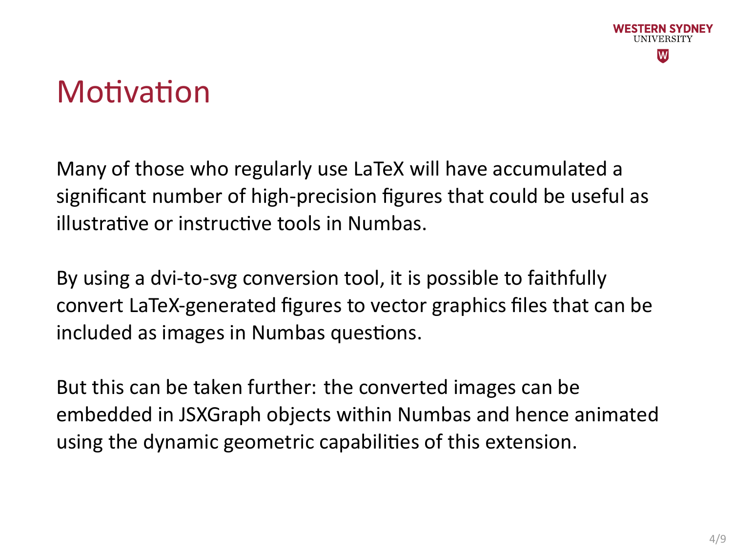# Motivation

Many of those who regularly use LaTeX will have accumulated a significant number of high-precision figures that could be useful as illustrative or instructive tools in Numbas.

By using a dvi-to-svg conversion tool, it is possible to faithfully convert LaTeX-generated figures to vector graphics files that can be included as images in Numbas questions.

But this can be taken further: the converted images can be embedded in JSXGraph objects within Numbas and hence animated using the dynamic geometric capabilities of this extension.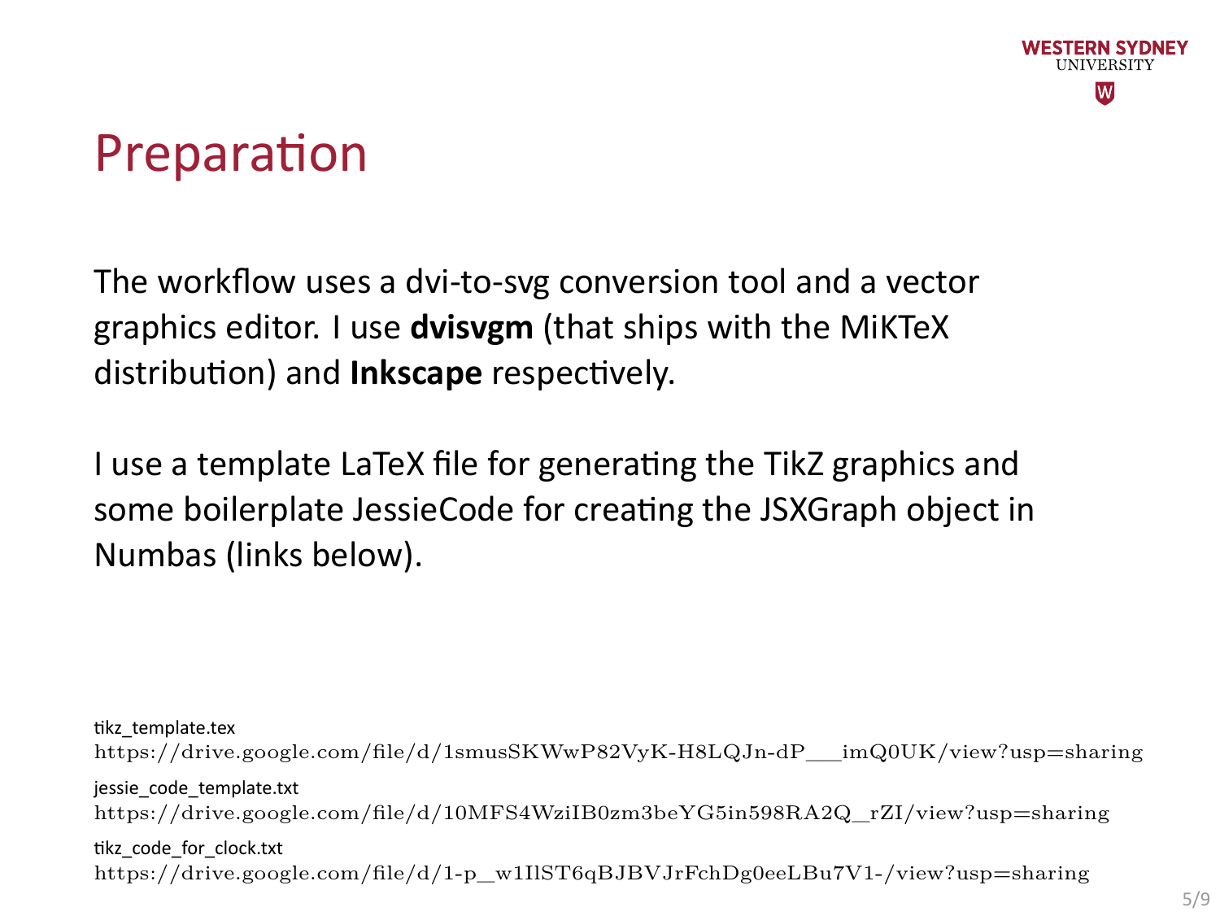# Preparation

The workflow uses a dvi-to-svg conversion tool and a vector graphics editor. I use **dvisvgm** (that ships with the MiKTeX distribution) and **Inkscape** respectively.

I use a template LaTeX file for generating the TikZ graphics and some boilerplate JessieCode for creating the JSXGraph object in Numbas (links below).

tikz_template.tex
https://drive.google.com/file/d/1smusSKWwP82VyK-H8LQJn-dP___imQ0UK/view?usp=sharing

jessie_code_template.txt
https://drive.google.com/file/d/10MFS4WziIB0zm3beYG5in598RA2Q__rZI/view?usp=sharing

tikz_code_for_clock.txt
https://drive.google.com/file/d/1-p__w1IlST6qBJBVJrFchDg0eeLBu7V1-/view?usp=sharing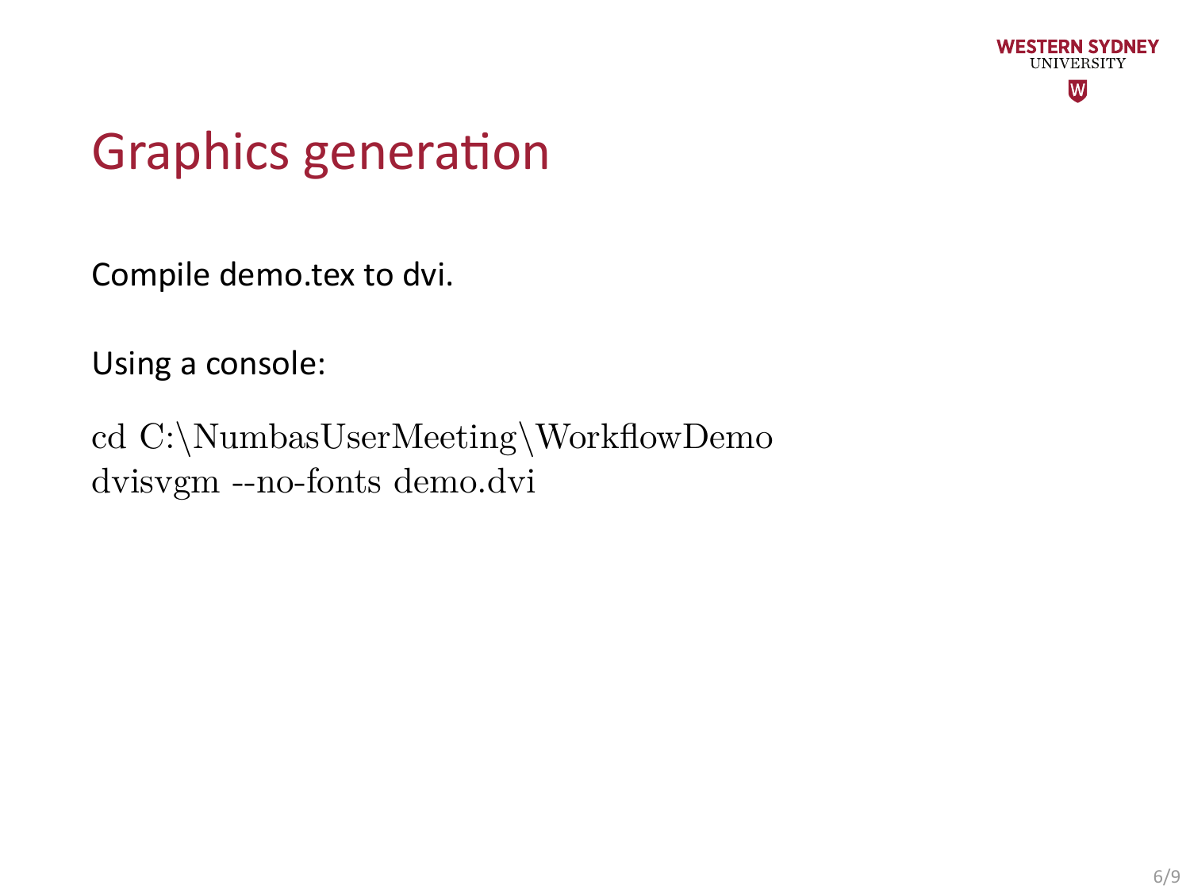# Graphics generation

Compile demo.tex to dvi.

Using a console:

```
cd C:\NumbasUserMeeting\WorkflowDemo
dvisvgm --no-fonts demo.dvi
```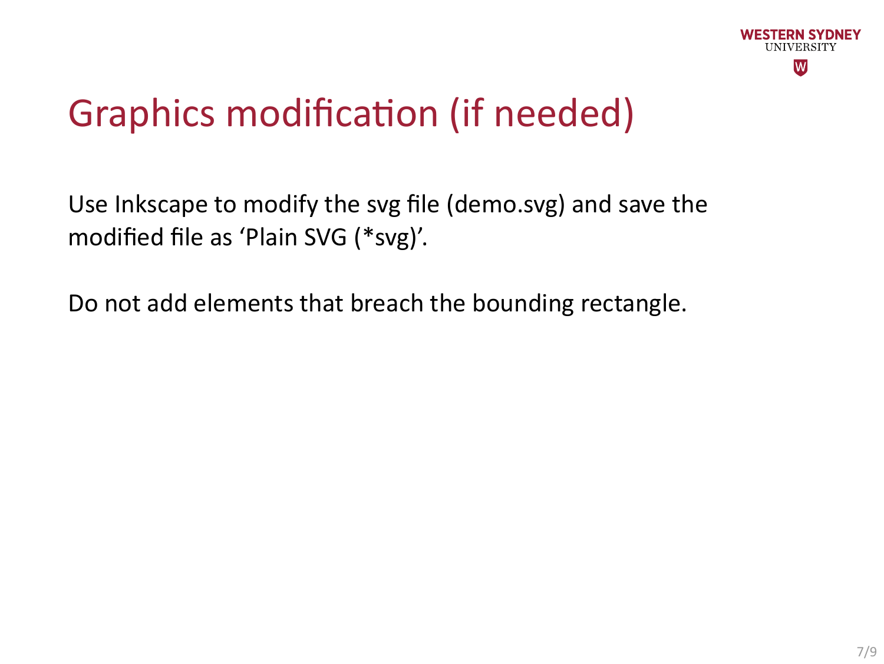# Graphics modification (if needed)

Use Inkscape to modify the svg file (demo.svg) and save the modified file as ‘Plain SVG (*svg)’.

Do not add elements that breach the bounding rectangle.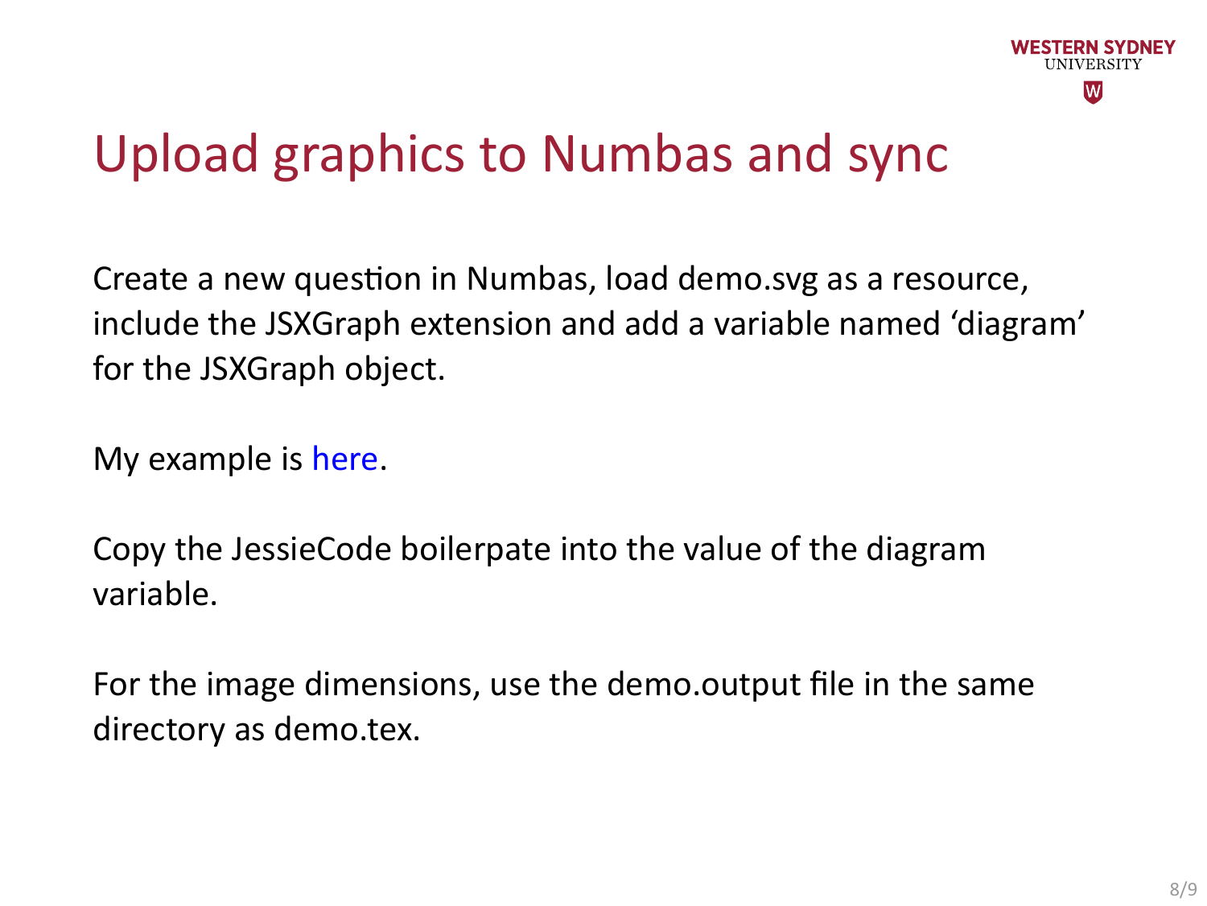# Upload graphics to Numbas and sync

Create a new question in Numbas, load demo.svg as a resource, include the JSXGraph extension and add a variable named ‘diagram’ for the JSXGraph object.

My example is here.

Copy the JessieCode boilerpate into the value of the diagram variable.

For the image dimensions, use the demo.output file in the same directory as demo.tex.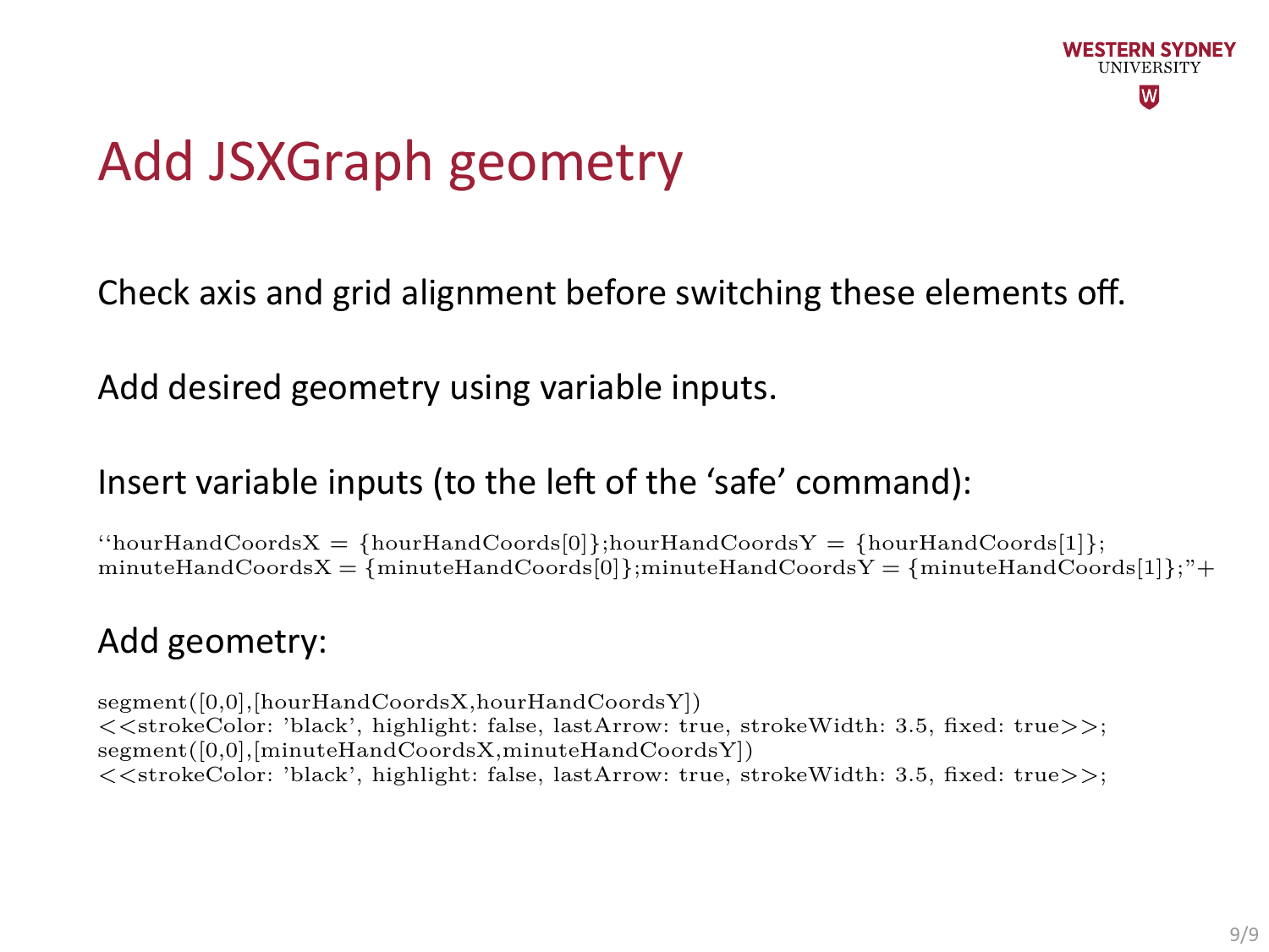# Add JSXGraph geometry

Check axis and grid alignment before switching these elements off.

Add desired geometry using variable inputs.

Insert variable inputs (to the left of the 'safe' command):

```
''hourHandCoordsX = {hourHandCoords[0]};hourHandCoordsY = {hourHandCoords[1]};
minuteHandCoordsX = {minuteHandCoords[0]};minuteHandCoordsY = {minuteHandCoords[1]};"+
```

Add geometry:

```
segment([0,0],[hourHandCoordsX,hourHandCoordsY])
<<strokeColor: 'black', highlight: false, lastArrow: true, strokeWidth: 3.5, fixed: true>>;
segment([0,0],[minuteHandCoordsX,minuteHandCoordsY])
<<strokeColor: 'black', highlight: false, lastArrow: true, strokeWidth: 3.5, fixed: true>>;
```